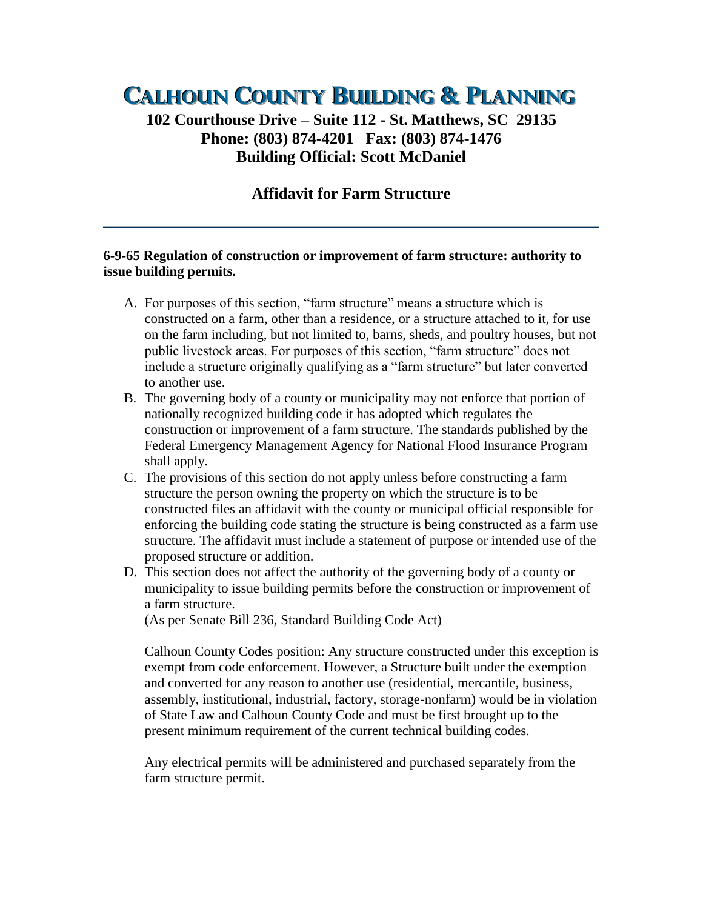# Calhoun County Building & Planning

**102 Courthouse Drive – Suite 112 - St. Matthews, SC 29135**
**Phone: (803) 874-4201 Fax: (803) 874-1476**
**Building Official: Scott McDaniel**

## Affidavit for Farm Structure

---

**6-9-65 Regulation of construction or improvement of farm structure: authority to issue building permits.**

A. For purposes of this section, "farm structure" means a structure which is constructed on a farm, other than a residence, or a structure attached to it, for use on the farm including, but not limited to, barns, sheds, and poultry houses, but not public livestock areas. For purposes of this section, "farm structure" does not include a structure originally qualifying as a "farm structure" but later converted to another use.

B. The governing body of a county or municipality may not enforce that portion of nationally recognized building code it has adopted which regulates the construction or improvement of a farm structure. The standards published by the Federal Emergency Management Agency for National Flood Insurance Program shall apply.

C. The provisions of this section do not apply unless before constructing a farm structure the person owning the property on which the structure is to be constructed files an affidavit with the county or municipal official responsible for enforcing the building code stating the structure is being constructed as a farm use structure. The affidavit must include a statement of purpose or intended use of the proposed structure or addition.

D. This section does not affect the authority of the governing body of a county or municipality to issue building permits before the construction or improvement of a farm structure.
(As per Senate Bill 236, Standard Building Code Act)

Calhoun County Codes position: Any structure constructed under this exception is exempt from code enforcement. However, a Structure built under the exemption and converted for any reason to another use (residential, mercantile, business, assembly, institutional, industrial, factory, storage-nonfarm) would be in violation of State Law and Calhoun County Code and must be first brought up to the present minimum requirement of the current technical building codes.

Any electrical permits will be administered and purchased separately from the farm structure permit.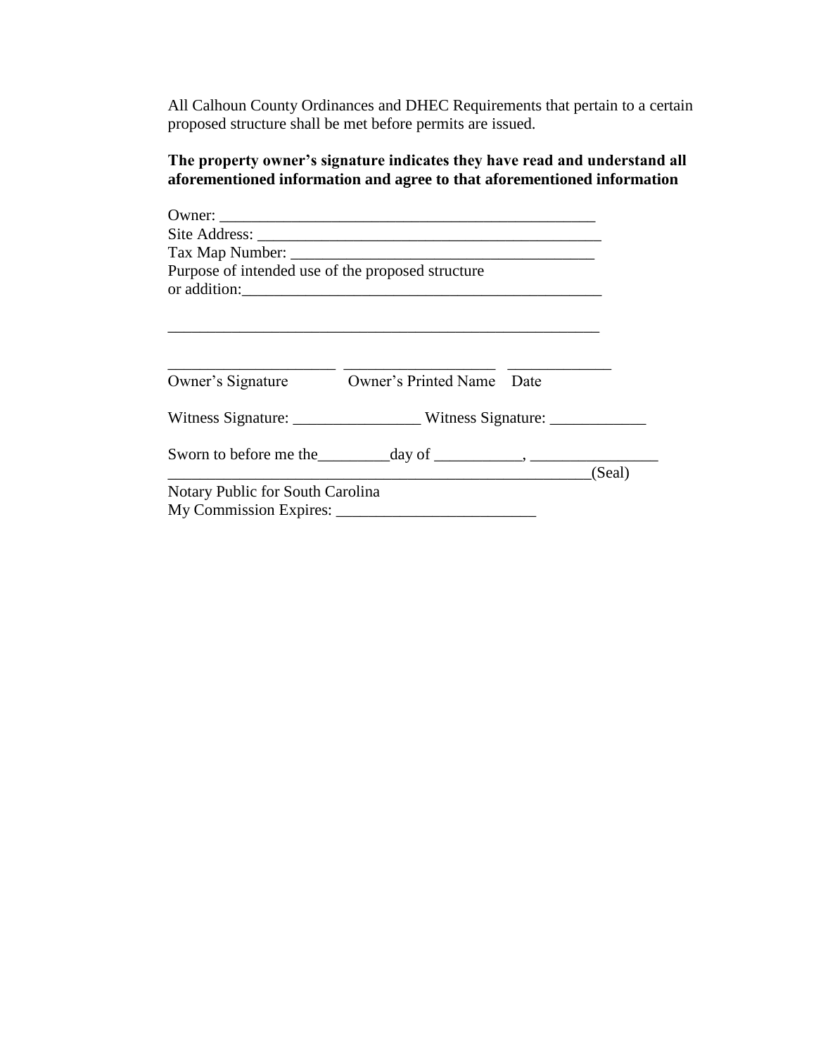All Calhoun County Ordinances and DHEC Requirements that pertain to a certain proposed structure shall be met before permits are issued.

**The property owner's signature indicates they have read and understand all aforementioned information and agree to that aforementioned information**

Owner: _______________________________________________

Site Address: ____________________________________________

Tax Map Number: ______________________________________

Purpose of intended use of the proposed structure
or addition:______________________________________________

_______________________________________________________

_____________________ __________________ _____________

Owner's Signature Owner's Printed Name Date

Witness Signature: ________________ Witness Signature: ____________

Sworn to before me the_________day of ___________, ________________

______________________________________________________(Seal)

Notary Public for South Carolina

My Commission Expires: ________________________